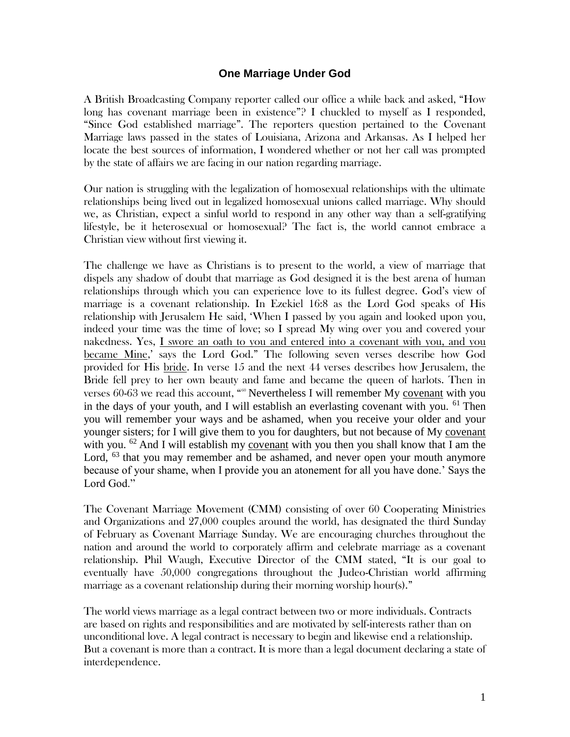## One Marriage Under God

A British Broadcasting Company reporter called our office a while back and asked, "How long has covenant marriage been in existence"? I chuckled to myself as I responded, "Since God established marriage". The reporters question pertained to the Covenant Marriage laws passed in the states of Louisiana, Arizona and Arkansas. As I helped her locate the best sources of information, I wondered whether or not her call was prompted by the state of affairs we are facing in our nation regarding marriage.

Our nation is struggling with the legalization of homosexual relationships with the ultimate relationships being lived out in legalized homosexual unions called marriage. Why should we, as Christian, expect a sinful world to respond in any other way than a self-gratifying lifestyle, be it heterosexual or homosexual? The fact is, the world cannot embrace a Christian view without first viewing it.

The challenge we have as Christians is to present to the world, a view of marriage that dispels any shadow of doubt that marriage as God designed it is the best arena of human relationships through which you can experience love to its fullest degree. God's view of marriage is a covenant relationship. In Ezekiel 16:8 as the Lord God speaks of His relationship with Jerusalem He said, 'When I passed by you again and looked upon you, indeed your time was the time of love; so I spread My wing over you and covered your nakedness. Yes, <u>I swore an oath to you and entered into a covenant with you, and you became Mine</u>,' says the Lord God." The following seven verses describe how God provided for His <u>bride</u>. In verse 15 and the next 44 verses describes how Jerusalem, the Bride fell prey to her own beauty and fame and became the queen of harlots. Then in verses 60-63 we read this account, "[60] Nevertheless I will remember My <u>covenant</u> with you in the days of your youth, and I will establish an everlasting covenant with you. [61] Then you will remember your ways and be ashamed, when you receive your older and your younger sisters; for I will give them to you for daughters, but not because of My <u>covenant</u> with you. [62] And I will establish my <u>covenant</u> with you then you shall know that I am the Lord, [63] that you may remember and be ashamed, and never open your mouth anymore because of your shame, when I provide you an atonement for all you have done.' Says the Lord God."

The Covenant Marriage Movement (CMM) consisting of over 60 Cooperating Ministries and Organizations and 27,000 couples around the world, has designated the third Sunday of February as Covenant Marriage Sunday. We are encouraging churches throughout the nation and around the world to corporately affirm and celebrate marriage as a covenant relationship. Phil Waugh, Executive Director of the CMM stated, "It is our goal to eventually have 50,000 congregations throughout the Judeo-Christian world affirming marriage as a covenant relationship during their morning worship hour(s)."

The world views marriage as a legal contract between two or more individuals. Contracts are based on rights and responsibilities and are motivated by self-interests rather than on unconditional love. A legal contract is necessary to begin and likewise end a relationship. But a covenant is more than a contract. It is more than a legal document declaring a state of interdependence.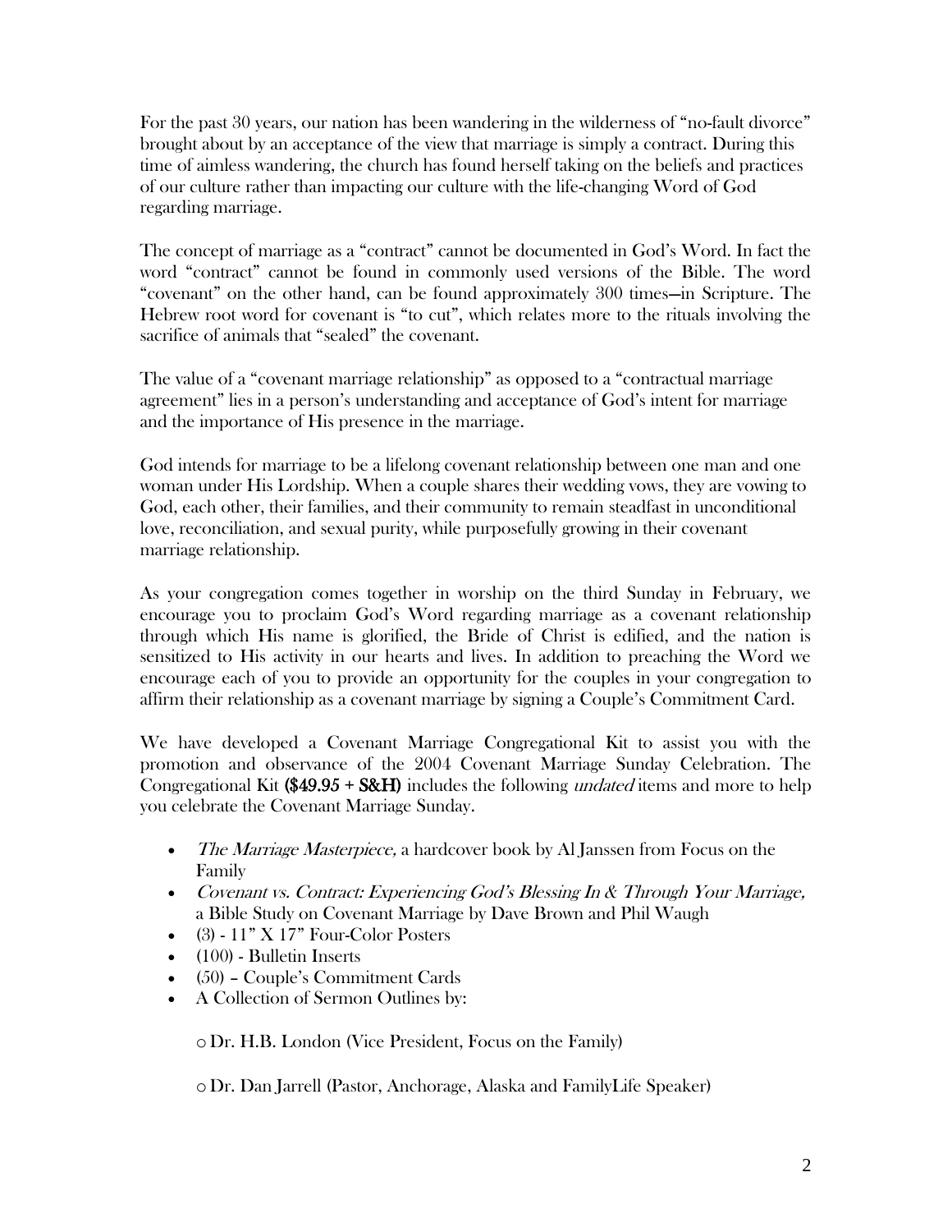For the past 30 years, our nation has been wandering in the wilderness of "no-fault divorce" brought about by an acceptance of the view that marriage is simply a contract. During this time of aimless wandering, the church has found herself taking on the beliefs and practices of our culture rather than impacting our culture with the life-changing Word of God regarding marriage.

The concept of marriage as a "contract" cannot be documented in God's Word. In fact the word "contract" cannot be found in commonly used versions of the Bible. The word "covenant" on the other hand, can be found approximately 300 times—in Scripture. The Hebrew root word for covenant is "to cut", which relates more to the rituals involving the sacrifice of animals that "sealed" the covenant.

The value of a "covenant marriage relationship" as opposed to a "contractual marriage agreement" lies in a person's understanding and acceptance of God's intent for marriage and the importance of His presence in the marriage.

God intends for marriage to be a lifelong covenant relationship between one man and one woman under His Lordship. When a couple shares their wedding vows, they are vowing to God, each other, their families, and their community to remain steadfast in unconditional love, reconciliation, and sexual purity, while purposefully growing in their covenant marriage relationship.

As your congregation comes together in worship on the third Sunday in February, we encourage you to proclaim God's Word regarding marriage as a covenant relationship through which His name is glorified, the Bride of Christ is edified, and the nation is sensitized to His activity in our hearts and lives. In addition to preaching the Word we encourage each of you to provide an opportunity for the couples in your congregation to affirm their relationship as a covenant marriage by signing a Couple's Commitment Card.

We have developed a Covenant Marriage Congregational Kit to assist you with the promotion and observance of the 2004 Covenant Marriage Sunday Celebration. The Congregational Kit **($49.95 + S&H)** includes the following *undated* items and more to help you celebrate the Covenant Marriage Sunday.

- *The Marriage Masterpiece,* a hardcover book by Al Janssen from Focus on the Family
- *Covenant vs. Contract: Experiencing God's Blessing In & Through Your Marriage,* a Bible Study on Covenant Marriage by Dave Brown and Phil Waugh
- (3) - 11" X 17" Four-Color Posters
- (100) - Bulletin Inserts
- (50) – Couple's Commitment Cards
- A Collection of Sermon Outlines by:
    - Dr. H.B. London (Vice President, Focus on the Family)
    - Dr. Dan Jarrell (Pastor, Anchorage, Alaska and FamilyLife Speaker)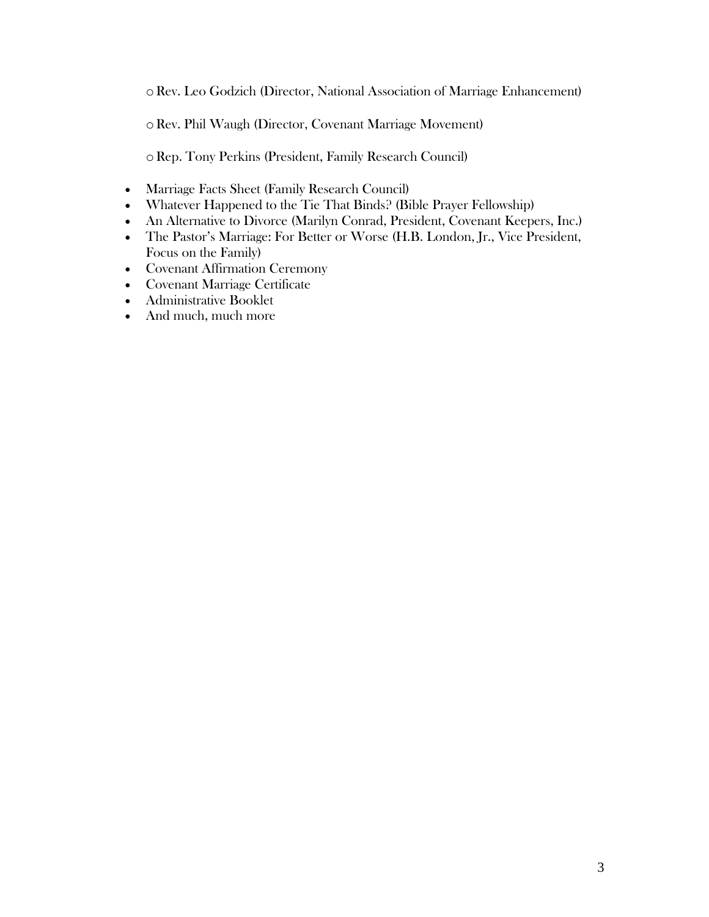- Rev. Leo Godzich (Director, National Association of Marriage Enhancement)

  - Rev. Phil Waugh (Director, Covenant Marriage Movement)

  - Rep. Tony Perkins (President, Family Research Council)

- Marriage Facts Sheet (Family Research Council)
- Whatever Happened to the Tie That Binds? (Bible Prayer Fellowship)
- An Alternative to Divorce (Marilyn Conrad, President, Covenant Keepers, Inc.)
- The Pastor's Marriage: For Better or Worse (H.B. London, Jr., Vice President, Focus on the Family)
- Covenant Affirmation Ceremony
- Covenant Marriage Certificate
- Administrative Booklet
- And much, much more